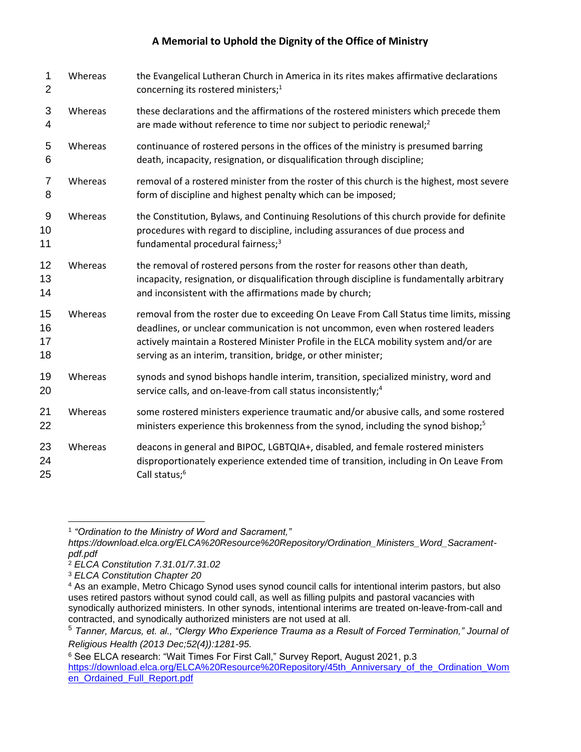# A Memorial to Uphold the Dignity of the Office of Ministry

Whereas the Evangelical Lutheran Church in America in its rites makes affirmative declarations concerning its rostered ministers;[1]

Whereas these declarations and the affirmations of the rostered ministers which precede them are made without reference to time nor subject to periodic renewal;[2]

Whereas continuance of rostered persons in the offices of the ministry is presumed barring death, incapacity, resignation, or disqualification through discipline;

Whereas removal of a rostered minister from the roster of this church is the highest, most severe form of discipline and highest penalty which can be imposed;

Whereas the Constitution, Bylaws, and Continuing Resolutions of this church provide for definite procedures with regard to discipline, including assurances of due process and fundamental procedural fairness;[3]

Whereas the removal of rostered persons from the roster for reasons other than death, incapacity, resignation, or disqualification through discipline is fundamentally arbitrary and inconsistent with the affirmations made by church;

Whereas removal from the roster due to exceeding On Leave From Call Status time limits, missing deadlines, or unclear communication is not uncommon, even when rostered leaders actively maintain a Rostered Minister Profile in the ELCA mobility system and/or are serving as an interim, transition, bridge, or other minister;

Whereas synods and synod bishops handle interim, transition, specialized ministry, word and service calls, and on-leave-from call status inconsistently;[4]

Whereas some rostered ministers experience traumatic and/or abusive calls, and some rostered ministers experience this brokenness from the synod, including the synod bishop;[5]

Whereas deacons in general and BIPOC, LGBTQIA+, disabled, and female rostered ministers disproportionately experience extended time of transition, including in On Leave From Call status;[6]

---

[1] *"Ordination to the Ministry of Word and Sacrament," https://download.elca.org/ELCA%20Resource%20Repository/Ordination_Ministers_Word_Sacrament-pdf.pdf*

[2] *ELCA Constitution 7.31.01/7.31.02*

[3] *ELCA Constitution Chapter 20*

[4] As an example, Metro Chicago Synod uses synod council calls for intentional interim pastors, but also uses retired pastors without synod could call, as well as filling pulpits and pastoral vacancies with synodically authorized ministers. In other synods, intentional interims are treated on-leave-from-call and contracted, and synodically authorized ministers are not used at all.

[5] *Tanner, Marcus, et. al., "Clergy Who Experience Trauma as a Result of Forced Termination," Journal of Religious Health (2013 Dec;52(4)):1281-95.*

[6] See ELCA research: "Wait Times For First Call," Survey Report, August 2021, p.3 https://download.elca.org/ELCA%20Resource%20Repository/45th_Anniversary_of_the_Ordination_Women_Ordained_Full_Report.pdf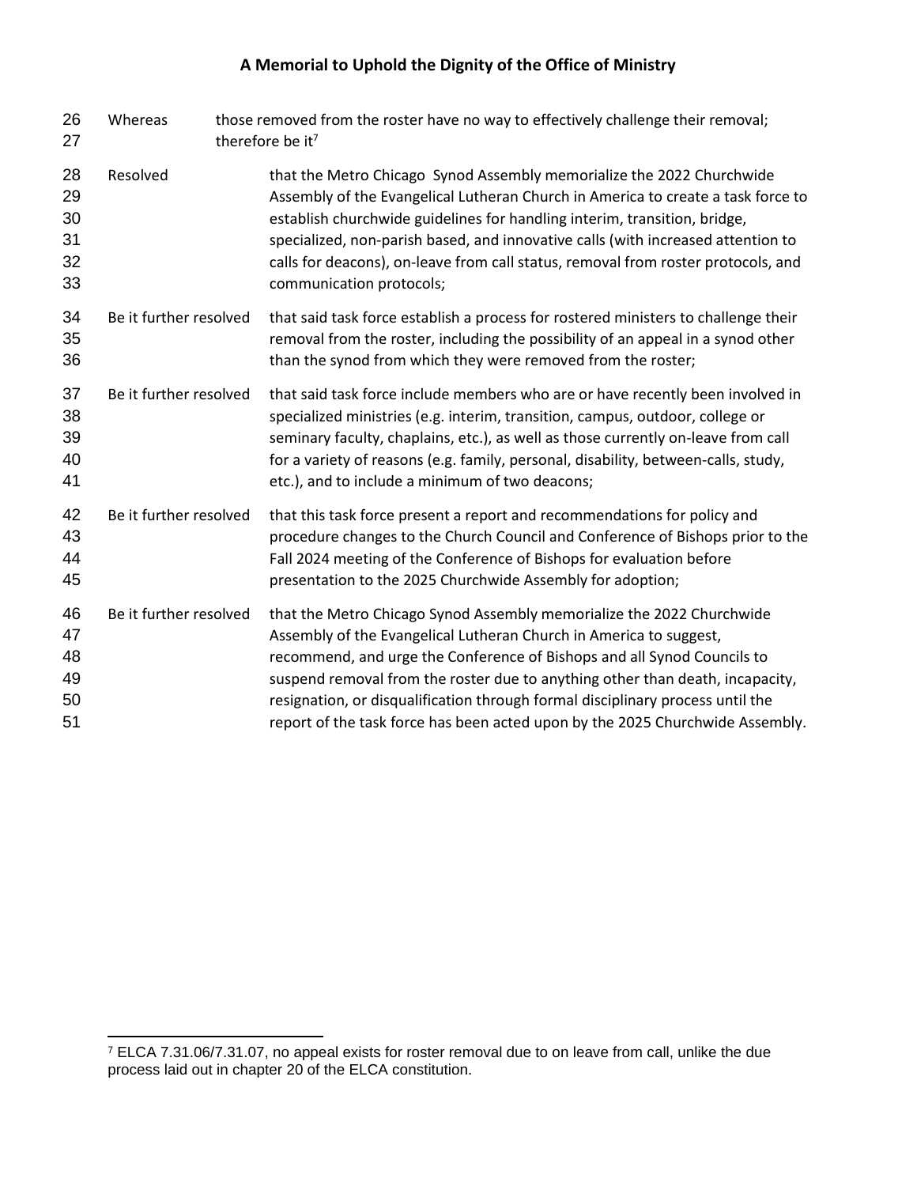# A Memorial to Uphold the Dignity of the Office of Ministry

Whereas those removed from the roster have no way to effectively challenge their removal; therefore be it[7]

**Resolved** that the Metro Chicago Synod Assembly memorialize the 2022 Churchwide Assembly of the Evangelical Lutheran Church in America to create a task force to establish churchwide guidelines for handling interim, transition, bridge, specialized, non-parish based, and innovative calls (with increased attention to calls for deacons), on-leave from call status, removal from roster protocols, and communication protocols;

**Be it further resolved** that said task force establish a process for rostered ministers to challenge their removal from the roster, including the possibility of an appeal in a synod other than the synod from which they were removed from the roster;

**Be it further resolved** that said task force include members who are or have recently been involved in specialized ministries (e.g. interim, transition, campus, outdoor, college or seminary faculty, chaplains, etc.), as well as those currently on-leave from call for a variety of reasons (e.g. family, personal, disability, between-calls, study, etc.), and to include a minimum of two deacons;

**Be it further resolved** that this task force present a report and recommendations for policy and procedure changes to the Church Council and Conference of Bishops prior to the Fall 2024 meeting of the Conference of Bishops for evaluation before presentation to the 2025 Churchwide Assembly for adoption;

**Be it further resolved** that the Metro Chicago Synod Assembly memorialize the 2022 Churchwide Assembly of the Evangelical Lutheran Church in America to suggest, recommend, and urge the Conference of Bishops and all Synod Councils to suspend removal from the roster due to anything other than death, incapacity, resignation, or disqualification through formal disciplinary process until the report of the task force has been acted upon by the 2025 Churchwide Assembly.

---

[7] ELCA 7.31.06/7.31.07, no appeal exists for roster removal due to on leave from call, unlike the due process laid out in chapter 20 of the ELCA constitution.